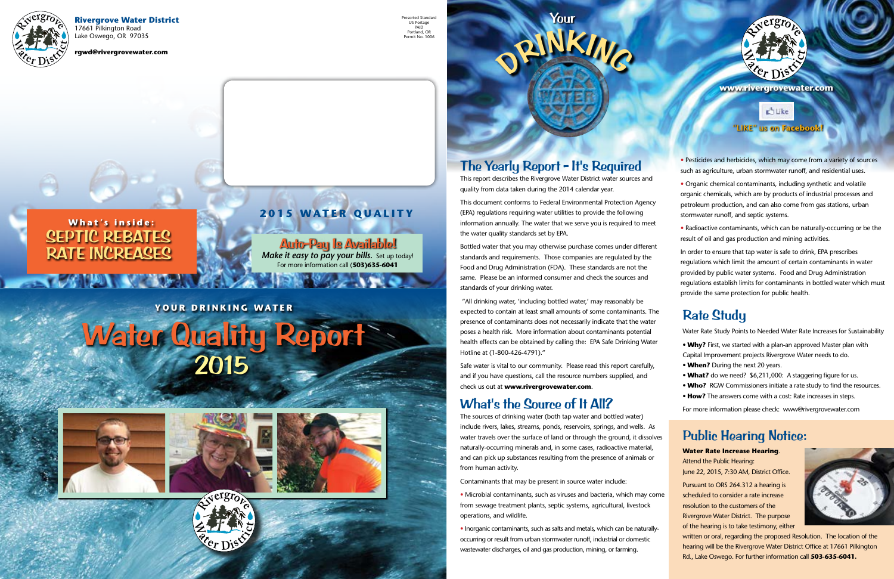**Rivergrove Water District**
17661 Pilkington Road
Lake Oswego, OR 97035

rgwd@rivergrovewater.com

Presorted Standard
US Postage
PAID
Portland, OR
Permit No. 1006

**What's inside:**
SEPTIC REBATES
RATE INCREASES

**2015 WATER QUALITY**

**Auto-Pay Is Available!**
***Make it easy to pay your bills.*** Set up today!
For more information call (**503)635-6041**

**YOUR DRINKING WATER**

# Water Quality Report 2015

Your DRINKING WATER

www.rivergrovewater.com

"LIKE" us on Facebook!

## The Yearly Report - It's Required

This report describes the Rivergrove Water District water sources and quality from data taken during the 2014 calendar year.

This document conforms to Federal Environmental Protection Agency (EPA) regulations requiring water utilities to provide the following information annually. The water that we serve you is required to meet the water quality standards set by EPA.

Bottled water that you may otherwise purchase comes under different standards and requirements. Those companies are regulated by the Food and Drug Administration (FDA). These standards are not the same. Please be an informed consumer and check the sources and standards of your drinking water.

"All drinking water, 'including bottled water,' may reasonably be expected to contain at least small amounts of some contaminants. The presence of contaminants does not necessarily indicate that the water poses a health risk. More information about contaminants potential health effects can be obtained by calling the: EPA Safe Drinking Water Hotline at (1-800-426-4791)."

Safe water is vital to our community. Please read this report carefully, and if you have questions, call the resource numbers supplied, and check us out at **www.rivergrovewater.com**.

## What's the Source of It All?

The sources of drinking water (both tap water and bottled water) include rivers, lakes, streams, ponds, reservoirs, springs, and wells. As water travels over the surface of land or through the ground, it dissolves naturally-occurring minerals and, in some cases, radioactive material, and can pick up substances resulting from the presence of animals or from human activity.

Contaminants that may be present in source water include:

- Microbial contaminants, such as viruses and bacteria, which may come from sewage treatment plants, septic systems, agricultural, livestock operations, and wildlife.
- Inorganic contaminants, such as salts and metals, which can be naturally-occurring or result from urban stormwater runoff, industrial or domestic wastewater discharges, oil and gas production, mining, or farming.
- Pesticides and herbicides, which may come from a variety of sources such as agriculture, urban stormwater runoff, and residential uses.
- Organic chemical contaminants, including synthetic and volatile organic chemicals, which are by products of industrial processes and petroleum production, and can also come from gas stations, urban stormwater runoff, and septic systems.
- Radioactive contaminants, which can be naturally-occurring or be the result of oil and gas production and mining activities.

In order to ensure that tap water is safe to drink, EPA prescribes regulations which limit the amount of certain contaminants in water provided by public water systems. Food and Drug Administration regulations establish limits for contaminants in bottled water which must provide the same protection for public health.

## Rate Study

Water Rate Study Points to Needed Water Rate Increases for Sustainability

- **Why?** First, we started with a plan-an approved Master plan with Capital Improvement projects Rivergrove Water needs to do.
- **When?** During the next 20 years.
- **What?** do we need? $6,211,000: A staggering figure for us.
- **Who?** RGW Commissioners initiate a rate study to find the resources.
- **How?** The answers come with a cost: Rate increases in steps.

For more information please check: www@rivergrovewater.com

## Public Hearing Notice:

**Water Rate Increase Hearing**.
Attend the Public Hearing:
June 22, 2015, 7:30 AM, District Office.

Pursuant to ORS 264.312 a hearing is scheduled to consider a rate increase resolution to the customers of the Rivergrove Water District. The purpose of the hearing is to take testimony, either written or oral, regarding the proposed Resolution. The location of the hearing will be the Rivergrove Water District Office at 17661 Pilkington Rd., Lake Oswego. For further information call **503-635-6041.**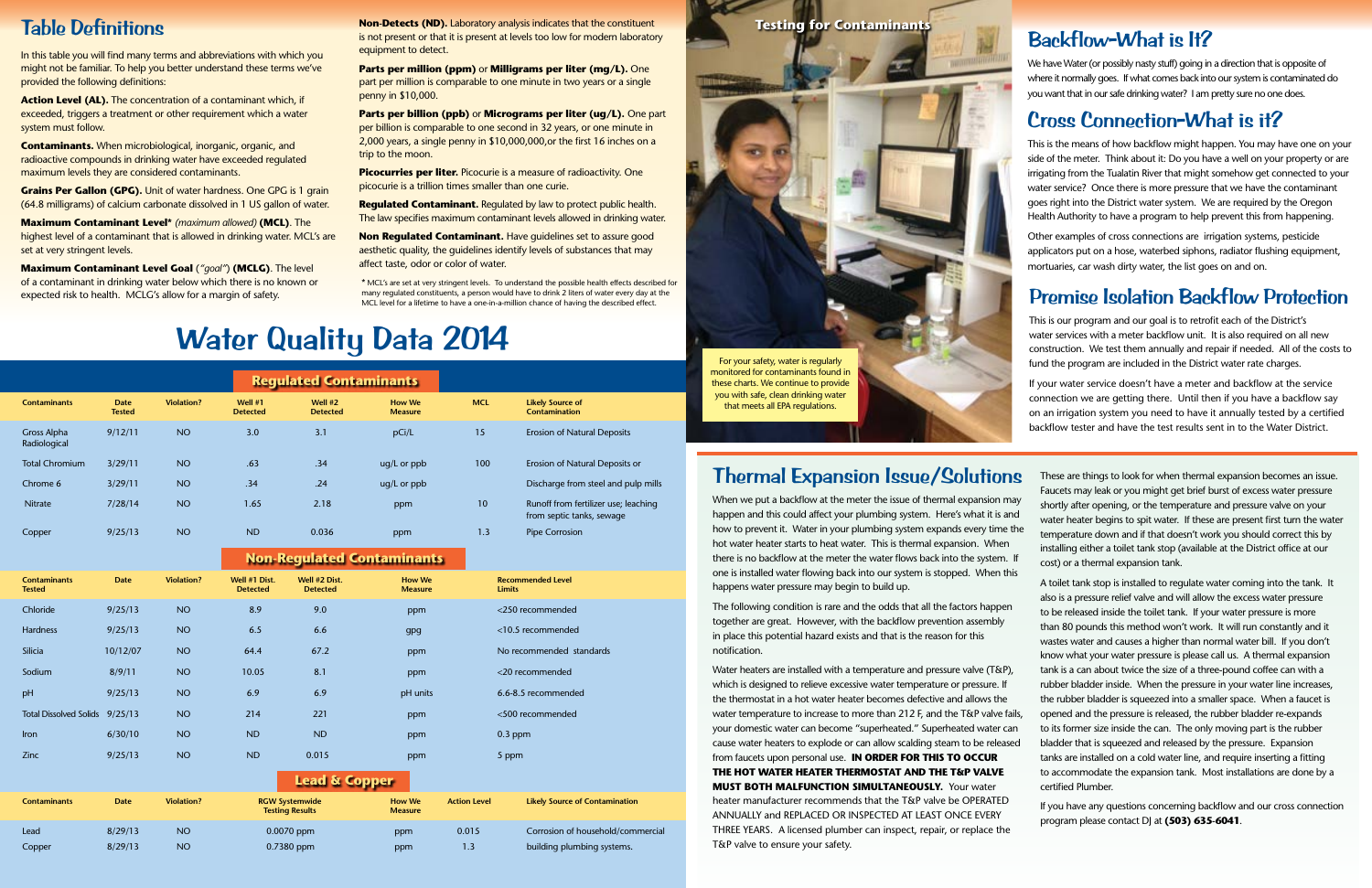## Table Definitions

In this table you will find many terms and abbreviations with which you might not be familiar. To help you better understand these terms we've provided the following definitions:

**Action Level (AL).** The concentration of a contaminant which, if exceeded, triggers a treatment or other requirement which a water system must follow.

**Contaminants.** When microbiological, inorganic, organic, and radioactive compounds in drinking water have exceeded regulated maximum levels they are considered contaminants.

**Grains Per Gallon (GPG).** Unit of water hardness. One GPG is 1 grain (64.8 milligrams) of calcium carbonate dissolved in 1 US gallon of water.

**Maximum Contaminant Level*** *(maximum allowed)* **(MCL)**. The highest level of a contaminant that is allowed in drinking water. MCL's are set at very stringent levels.

**Maximum Contaminant Level Goal** (*"goal"*) **(MCLG)**. The level of a contaminant in drinking water below which there is no known or expected risk to health. MCLG's allow for a margin of safety.

**Non-Detects (ND).** Laboratory analysis indicates that the constituent is not present or that it is present at levels too low for modern laboratory equipment to detect.

**Parts per million (ppm)** or **Milligrams per liter (mg/L).** One part per million is comparable to one minute in two years or a single penny in $10,000.

**Parts per billion (ppb)** or **Micrograms per liter (ug/L).** One part per billion is comparable to one second in 32 years, or one minute in 2,000 years, a single penny in $10,000,000,or the first 16 inches on a trip to the moon.

**Picocurries per liter.** Picocurie is a measure of radioactivity. One picocurie is a trillion times smaller than one curie.

**Regulated Contaminant.** Regulated by law to protect public health. The law specifies maximum contaminant levels allowed in drinking water.

**Non Regulated Contaminant.** Have guidelines set to assure good aesthetic quality, the guidelines identify levels of substances that may affect taste, odor or color of water.

* MCL's are set at very stringent levels. To understand the possible health effects described for many regulated constituents, a person would have to drink 2 liters of water every day at the MCL level for a lifetime to have a one-in-a-million chance of having the described effect.

# Water Quality Data 2014

### Regulated Contaminants

| Contaminants | Date Tested | Violation? | Well #1 Detected | Well #2 Detected | How We Measure | MCL | Likely Source of Contamination |
|---|---|---|---|---|---|---|---|
| Gross Alpha Radiological | 9/12/11 | NO | 3.0 | 3.1 | pCi/L | 15 | Erosion of Natural Deposits |
| Total Chromium | 3/29/11 | NO | .63 | .34 | ug/L or ppb | 100 | Erosion of Natural Deposits or |
| Chrome 6 | 3/29/11 | NO | .34 | .24 | ug/L or ppb | | Discharge from steel and pulp mills |
| Nitrate | 7/28/14 | NO | 1.65 | 2.18 | ppm | 10 | Runoff from fertilizer use; leaching from septic tanks, sewage |
| Copper | 9/25/13 | NO | ND | 0.036 | ppm | 1.3 | Pipe Corrosion |

### Non-Regulated Contaminants

| Contaminants Tested | Date | Violation? | Well #1 Dist. Detected | Well #2 Dist. Detected | How We Measure | Recommended Level Limits |
|---|---|---|---|---|---|---|
| Chloride | 9/25/13 | NO | 8.9 | 9.0 | ppm | <250 recommended |
| Hardness | 9/25/13 | NO | 6.5 | 6.6 | gpg | <10.5 recommended |
| Silicia | 10/12/07 | NO | 64.4 | 67.2 | ppm | No recommended standards |
| Sodium | 8/9/11 | NO | 10.05 | 8.1 | ppm | <20 recommended |
| pH | 9/25/13 | NO | 6.9 | 6.9 | pH units | 6.6-8.5 recommended |
| Total Dissolved Solids | 9/25/13 | NO | 214 | 221 | ppm | <500 recommended |
| Iron | 6/30/10 | NO | ND | ND | ppm | 0.3 ppm |
| Zinc | 9/25/13 | NO | ND | 0.015 | ppm | 5 ppm |

### Lead & Copper

| Contaminants | Date | Violation? | RGW Systemwide Testing Results | How We Measure | Action Level | Likely Source of Contamination |
|---|---|---|---|---|---|---|
| Lead | 8/29/13 | NO | 0.0070 ppm | ppm | 0.015 | Corrosion of household/commercial |
| Copper | 8/29/13 | NO | 0.7380 ppm | ppm | 1.3 | building plumbing systems. |

**Testing for Contaminants**

For your safety, water is regularly monitored for contaminants found in these charts. We continue to provide you with safe, clean drinking water that meets all EPA regulations.

## Backflow-What is It?

We have Water (or possibly nasty stuff) going in a direction that is opposite of where it normally goes. If what comes back into our system is contaminated do you want that in our safe drinking water? I am pretty sure no one does.

## Cross Connection-What is it?

This is the means of how backflow might happen. You may have one on your side of the meter. Think about it: Do you have a well on your property or are irrigating from the Tualatin River that might somehow get connected to your water service? Once there is more pressure that we have the contaminant goes right into the District water system. We are required by the Oregon Health Authority to have a program to help prevent this from happening.

Other examples of cross connections are irrigation systems, pesticide applicators put on a hose, waterbed siphons, radiator flushing equipment, mortuaries, car wash dirty water, the list goes on and on.

## Premise Isolation Backflow Protection

This is our program and our goal is to retrofit each of the District's water services with a meter backflow unit. It is also required on all new construction. We test them annually and repair if needed. All of the costs to fund the program are included in the District water rate charges.

If your water service doesn't have a meter and backflow at the service connection we are getting there. Until then if you have a backflow say on an irrigation system you need to have it annually tested by a certified backflow tester and have the test results sent in to the Water District.

## Thermal Expansion Issue/Solutions

When we put a backflow at the meter the issue of thermal expansion may happen and this could affect your plumbing system. Here's what it is and how to prevent it. Water in your plumbing system expands every time the hot water heater starts to heat water. This is thermal expansion. When there is no backflow at the meter the water flows back into the system. If one is installed water flowing back into our system is stopped. When this happens water pressure may begin to build up.

The following condition is rare and the odds that all the factors happen together are great. However, with the backflow prevention assembly in place this potential hazard exists and that is the reason for this notification.

Water heaters are installed with a temperature and pressure valve (T&P), which is designed to relieve excessive water temperature or pressure. If the thermostat in a hot water heater becomes defective and allows the water temperature to increase to more than 212 F, and the T&P valve fails, your domestic water can become "superheated." Superheated water can cause water heaters to explode or can allow scalding steam to be released from faucets upon personal use. **IN ORDER FOR THIS TO OCCUR THE HOT WATER HEATER THERMOSTAT AND THE T&P VALVE MUST BOTH MALFUNCTION SIMULTANEOUSLY.** Your water heater manufacturer recommends that the T&P valve be OPERATED ANNUALLY and REPLACED OR INSPECTED AT LEAST ONCE EVERY THREE YEARS. A licensed plumber can inspect, repair, or replace the T&P valve to ensure your safety.

These are things to look for when thermal expansion becomes an issue. Faucets may leak or you might get brief burst of excess water pressure shortly after opening, or the temperature and pressure valve on your water heater begins to spit water. If these are present first turn the water temperature down and if that doesn't work you should correct this by installing either a toilet tank stop (available at the District office at our cost) or a thermal expansion tank.

A toilet tank stop is installed to regulate water coming into the tank. It also is a pressure relief valve and will allow the excess water pressure to be released inside the toilet tank. If your water pressure is more than 80 pounds this method won't work. It will run constantly and it wastes water and causes a higher than normal water bill. If you don't know what your water pressure is please call us. A thermal expansion tank is a can about twice the size of a three-pound coffee can with a rubber bladder inside. When the pressure in your water line increases, the rubber bladder is squeezed into a smaller space. When a faucet is opened and the pressure is released, the rubber bladder re-expands to its former size inside the can. The only moving part is the rubber bladder that is squeezed and released by the pressure. Expansion tanks are installed on a cold water line, and require inserting a fitting to accommodate the expansion tank. Most installations are done by a certified Plumber.

If you have any questions concerning backflow and our cross connection program please contact DJ at **(503) 635-6041**.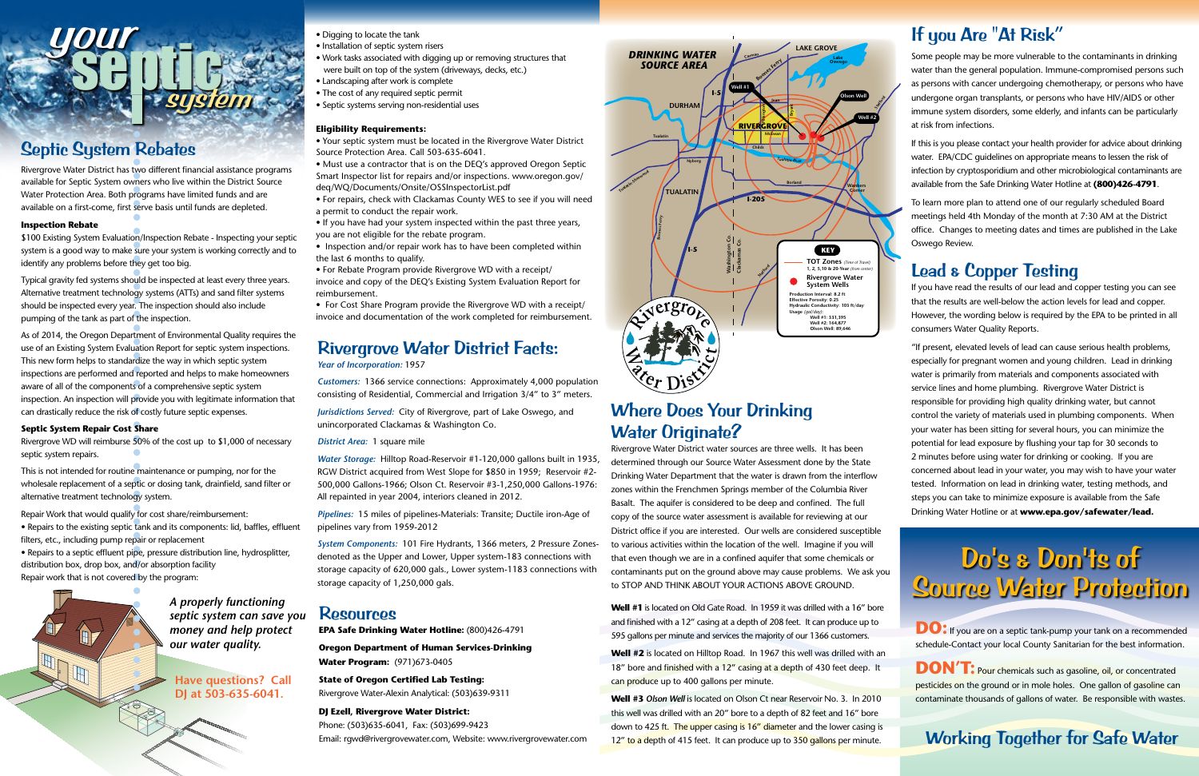# your septic system

## Septic System Rebates

Rivergrove Water District has two different financial assistance programs available for Septic System owners who live within the District Source Water Protection Area. Both programs have limited funds and are available on a first-come, first serve basis until funds are depleted.

### Inspection Rebate

$100 Existing System Evaluation/Inspection Rebate - Inspecting your septic system is a good way to make sure your system is working correctly and to identify any problems before they get too big.

Typical gravity fed systems should be inspected at least every three years. Alternative treatment technology systems (ATTs) and sand filter systems should be inspected every year. The inspection should also include pumping of the tank as part of the inspection.

As of 2014, the Oregon Department of Environmental Quality requires the use of an Existing System Evaluation Report for septic system inspections. This new form helps to standardize the way in which septic system inspections are performed and reported and helps to make homeowners aware of all of the components of a comprehensive septic system inspection. An inspection will provide you with legitimate information that can drastically reduce the risk of costly future septic expenses.

### Septic System Repair Cost Share

Rivergrove WD will reimburse 50% of the cost up to $1,000 of necessary septic system repairs.

This is not intended for routine maintenance or pumping, nor for the wholesale replacement of a septic or dosing tank, drainfield, sand filter or alternative treatment technology system.

Repair Work that would qualify for cost share/reimbursement:

- Repairs to the existing septic tank and its components: lid, baffles, effluent filters, etc., including pump repair or replacement
- Repairs to a septic effluent pipe, pressure distribution line, hydrosplitter, distribution box, drop box, and/or absorption facility

Repair work that is not covered by the program:

- Digging to locate the tank
- Installation of septic system risers
- Work tasks associated with digging up or removing structures that were built on top of the system (driveways, decks, etc.)
- Landscaping after work is complete
- The cost of any required septic permit
- Septic systems serving non-residential uses

### Eligibility Requirements:

- Your septic system must be located in the Rivergrove Water District Source Protection Area. Call 503-635-6041.
- Must use a contractor that is on the DEQ's approved Oregon Septic Smart Inspector list for repairs and/or inspections. www.oregon.gov/deq/WQ/Documents/Onsite/OSSInspectorList.pdf
- For repairs, check with Clackamas County WES to see if you will need a permit to conduct the repair work.
- If you have had your system inspected within the past three years, you are not eligible for the rebate program.
- Inspection and/or repair work has to have been completed within the last 6 months to qualify.
- For Rebate Program provide Rivergrove WD with a receipt/invoice and copy of the DEQ's Existing System Evaluation Report for reimbursement.
- For Cost Share Program provide the Rivergrove WD with a receipt/invoice and documentation of the work completed for reimbursement.

***A properly functioning septic system can save you money and help protect our water quality.***

**Have questions? Call DJ at 503-635-6041.**

## Rivergrove Water District Facts:

*Year of Incorporation:* 1957

*Customers:* 1366 service connections: Approximately 4,000 population consisting of Residential, Commercial and Irrigation 3/4" to 3" meters.

*Jurisdictions Served:* City of Rivergrove, part of Lake Oswego, and unincorporated Clackamas & Washington Co.

*District Area:* 1 square mile

*Water Storage:* Hilltop Road-Reservoir #1-120,000 gallons built in 1935, RGW District acquired from West Slope for $850 in 1959; Reservoir #2-500,000 Gallons-1966; Olson Ct. Reservoir #3-1,250,000 Gallons-1976: All repainted in year 2004, interiors cleaned in 2012.

*Pipelines:* 15 miles of pipelines-Materials: Transite; Ductile iron-Age of pipelines vary from 1959-2012

*System Components:* 101 Fire Hydrants, 1366 meters, 2 Pressure Zones-denoted as the Upper and Lower, Upper system-183 connections with storage capacity of 620,000 gals., Lower system-1183 connections with storage capacity of 1,250,000 gals.

## Resources

**EPA Safe Drinking Water Hotline:** (800)426-4791

**Oregon Department of Human Services-Drinking Water Program:** (971)673-0405

**State of Oregon Certified Lab Testing:**
Rivergrove Water-Alexin Analytical: (503)639-9311

**DJ Ezell, Rivergrove Water District:**
Phone: (503)635-6041, Fax: (503)699-9423
Email: rgwd@rivergrovewater.com, Website: www.rivergrovewater.com

DRINKING WATER SOURCE AREA

LAKE GROVE
Lake Oswego
Well #1
Olson Well
Well #2
DURHAM
RIVERGROVE
Tualatin
TUALATIN
I-5
I-205
Washington Co.
Clackamas Co.
Borland
Walkers Corner

KEY
TOT Zones (Time of Travel) 1, 2, 5, 10 & 20-Year (from center)
Rivergrove Water System Wells
Production Interval: 8.2 ft
Effective Porosity: 0.25
Hydraulic Conductivity: 105 ft/day
Usage (gal/day):
Well #1: 551,595
Well #2: 164,877
Olson Well: 89,646

Rivergrove Water District

## Where Does Your Drinking Water Originate?

Rivergrove Water District water sources are three wells. It has been determined through our Source Water Assessment done by the State Drinking Water Department that the water is drawn from the interflow zones within the Frenchmen Springs member of the Columbia River Basalt. The aquifer is considered to be deep and confined. The full copy of the source water assessment is available for reviewing at our District office if you are interested. Our wells are considered susceptible to various activities within the location of the well. Imagine if you will that even though we are in a confined aquifer that some chemicals or contaminants put on the ground above may cause problems. We ask you to STOP AND THINK ABOUT YOUR ACTIONS ABOVE GROUND.

**Well #1** is located on Old Gate Road. In 1959 it was drilled with a 16" bore and finished with a 12" casing at a depth of 208 feet. It can produce up to 595 gallons per minute and services the majority of our 1366 customers.

**Well #2** is located on Hilltop Road. In 1967 this well was drilled with an 18" bore and finished with a 12" casing at a depth of 430 feet deep. It can produce up to 400 gallons per minute.

**Well #3** *Olson Well* is located on Olson Ct near Reservoir No. 3. In 2010 this well was drilled with an 20" bore to a depth of 82 feet and 16" bore down to 425 ft. The upper casing is 16" diameter and the lower casing is 12" to a depth of 415 feet. It can produce up to 350 gallons per minute.

## If you Are "At Risk"

Some people may be more vulnerable to the contaminants in drinking water than the general population. Immune-compromised persons such as persons with cancer undergoing chemotherapy, or persons who have undergone organ transplants, or persons who have HIV/AIDS or other immune system disorders, some elderly, and infants can be particularly at risk from infections.

If this is you please contact your health provider for advice about drinking water. EPA/CDC guidelines on appropriate means to lessen the risk of infection by cryptosporidium and other microbiological contaminants are available from the Safe Drinking Water Hotline at **(800)426-4791**.

To learn more plan to attend one of our regularly scheduled Board meetings held 4th Monday of the month at 7:30 AM at the District office. Changes to meeting dates and times are published in the Lake Oswego Review.

## Lead & Copper Testing

If you have read the results of our lead and copper testing you can see that the results are well-below the action levels for lead and copper. However, the wording below is required by the EPA to be printed in all consumers Water Quality Reports.

"If present, elevated levels of lead can cause serious health problems, especially for pregnant women and young children. Lead in drinking water is primarily from materials and components associated with service lines and home plumbing. Rivergrove Water District is responsible for providing high quality drinking water, but cannot control the variety of materials used in plumbing components. When your water has been sitting for several hours, you can minimize the potential for lead exposure by flushing your tap for 30 seconds to 2 minutes before using water for drinking or cooking. If you are concerned about lead in your water, you may wish to have your water tested. Information on lead in drinking water, testing methods, and steps you can take to minimize exposure is available from the Safe Drinking Water Hotline or at **www.epa.gov/safewater/lead.**

## Do's & Don'ts of Source Water Protection

**DO:** If you are on a septic tank-pump your tank on a recommended schedule-Contact your local County Sanitarian for the best information.

**DON'T:** Pour chemicals such as gasoline, oil, or concentrated pesticides on the ground or in mole holes. One gallon of gasoline can contaminate thousands of gallons of water. Be responsible with wastes.

## Working Together for Safe Water